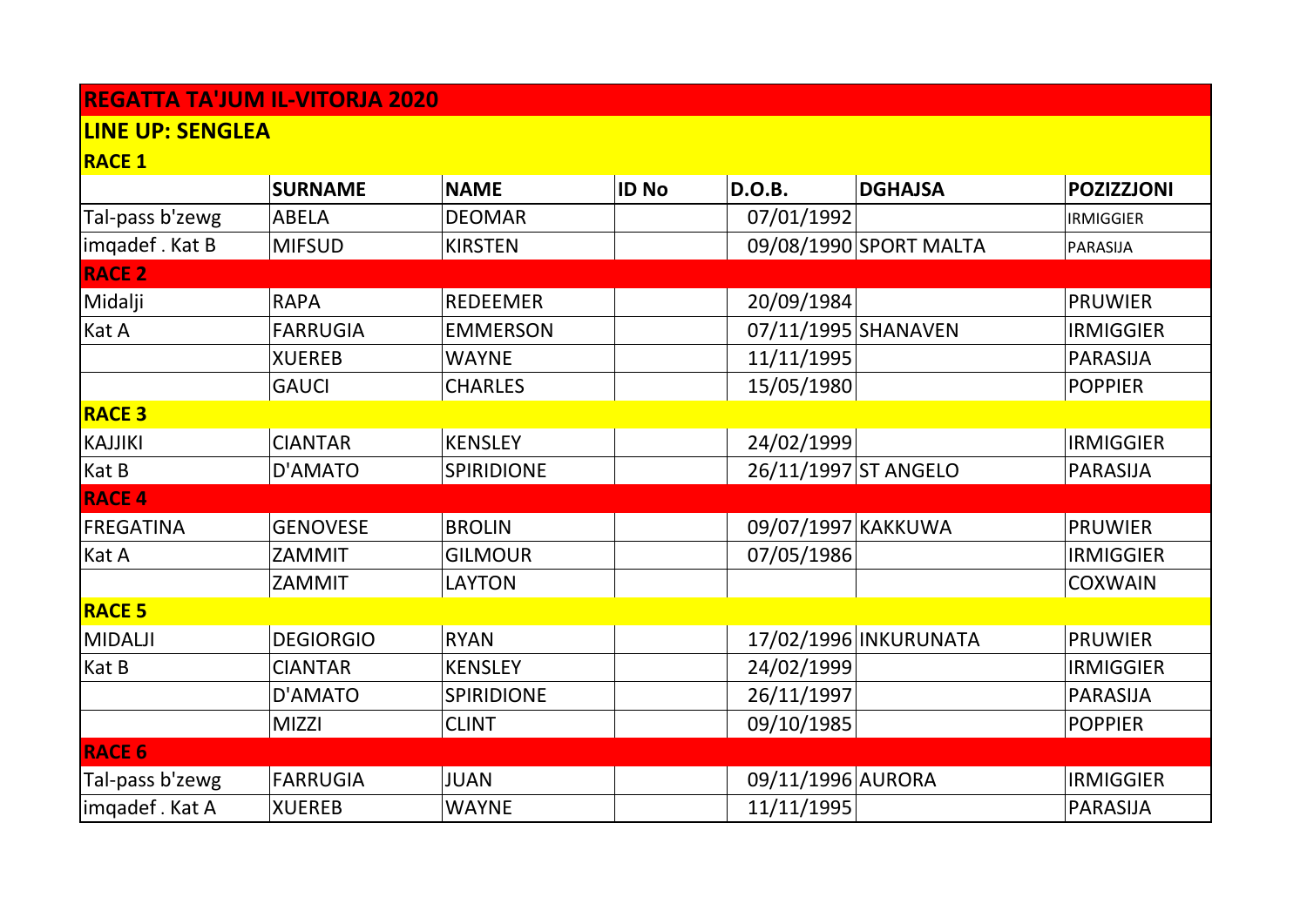## REGATTA TA'JUM IL-VITORJA 2020

### LINE UP: SENGLEA

| | SURNAME | NAME | ID No | D.O.B. | DGHAJSA | POZIZZJONI |
|---|---|---|---|---|---|---|
| **RACE 1** | | | | | | |
| Tal-pass b'zewg | ABELA | DEOMAR | | 07/01/1992 | | IRMIGGIER |
| imqadef . Kat B | MIFSUD | KIRSTEN | | 09/08/1990 | SPORT MALTA | PARASIJA |
| **RACE 2** | | | | | | |
| Midalji | RAPA | REDEEMER | | 20/09/1984 | | PRUWIER |
| Kat A | FARRUGIA | EMMERSON | | 07/11/1995 | SHANAVEN | IRMIGGIER |
| | XUEREB | WAYNE | | 11/11/1995 | | PARASIJA |
| | GAUCI | CHARLES | | 15/05/1980 | | POPPIER |
| **RACE 3** | | | | | | |
| KAJJIKI | CIANTAR | KENSLEY | | 24/02/1999 | | IRMIGGIER |
| Kat B | D'AMATO | SPIRIDIONE | | 26/11/1997 | ST ANGELO | PARASIJA |
| **RACE 4** | | | | | | |
| FREGATINA | GENOVESE | BROLIN | | 09/07/1997 | KAKKUWA | PRUWIER |
| Kat A | ZAMMIT | GILMOUR | | 07/05/1986 | | IRMIGGIER |
| | ZAMMIT | LAYTON | | | | COXWAIN |
| **RACE 5** | | | | | | |
| MIDALJI | DEGIORGIO | RYAN | | 17/02/1996 | INKURUNATA | PRUWIER |
| Kat B | CIANTAR | KENSLEY | | 24/02/1999 | | IRMIGGIER |
| | D'AMATO | SPIRIDIONE | | 26/11/1997 | | PARASIJA |
| | MIZZI | CLINT | | 09/10/1985 | | POPPIER |
| **RACE 6** | | | | | | |
| Tal-pass b'zewg | FARRUGIA | JUAN | | 09/11/1996 | AURORA | IRMIGGIER |
| imqadef . Kat A | XUEREB | WAYNE | | 11/11/1995 | | PARASIJA |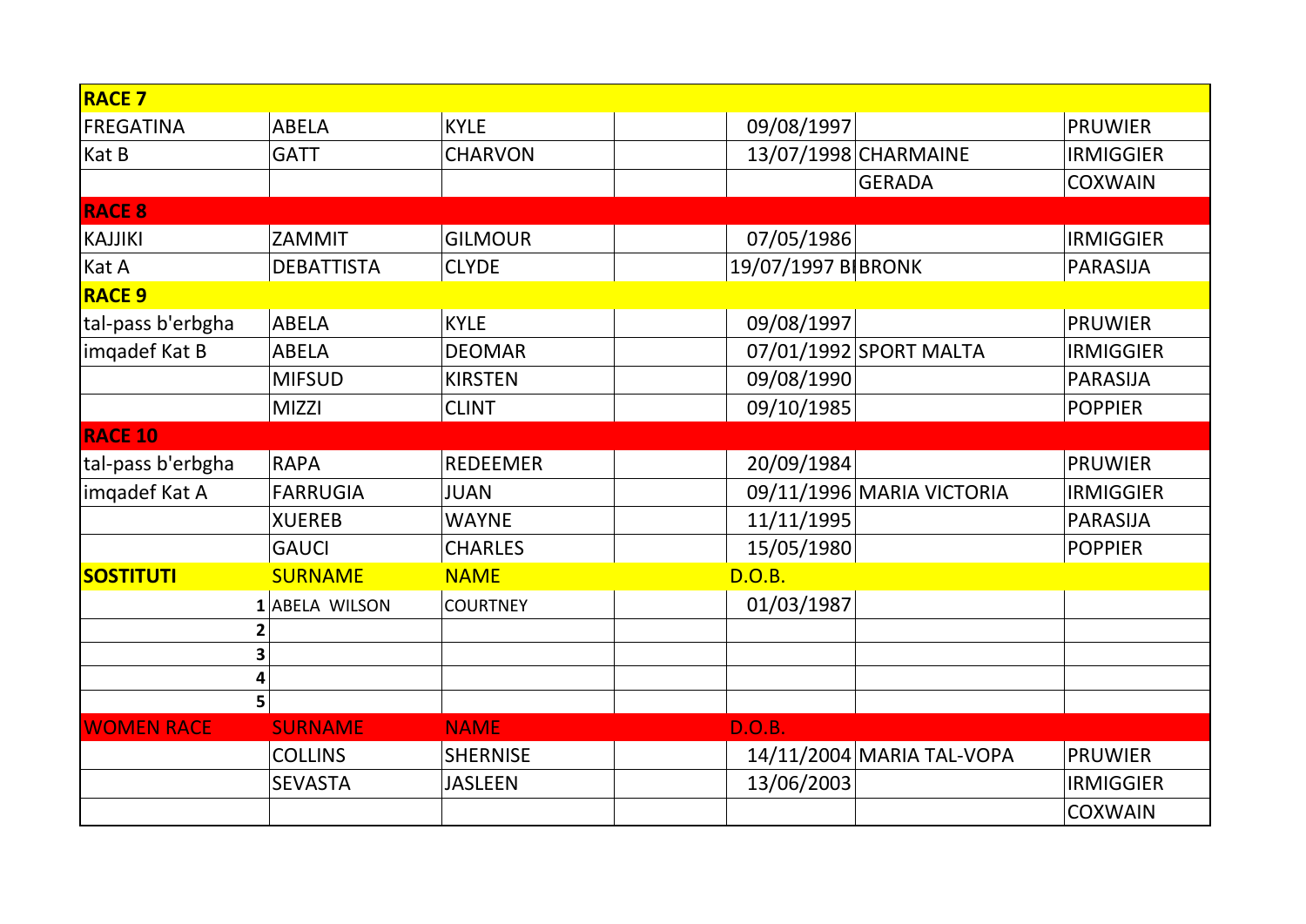| | | | | | | |
|---|---|---|---|---|---|---|
| **RACE 7** | | | | | | |
| FREGATINA | ABELA | KYLE | | 09/08/1997 | | PRUWIER |
| Kat B | GATT | CHARVON | | 13/07/1998 | CHARMAINE | IRMIGGIER |
| | | | | | GERADA | COXWAIN |
| **RACE 8** | | | | | | |
| KAJJIKI | ZAMMIT | GILMOUR | | 07/05/1986 | | IRMIGGIER |
| Kat A | DEBATTISTA | CLYDE | | 19/07/1997 BI | BRONK | PARASIJA |
| **RACE 9** | | | | | | |
| tal-pass b'erbgha | ABELA | KYLE | | 09/08/1997 | | PRUWIER |
| imqadef Kat B | ABELA | DEOMAR | | 07/01/1992 | SPORT MALTA | IRMIGGIER |
| | MIFSUD | KIRSTEN | | 09/08/1990 | | PARASIJA |
| | MIZZI | CLINT | | 09/10/1985 | | POPPIER |
| **RACE 10** | | | | | | |
| tal-pass b'erbgha | RAPA | REDEEMER | | 20/09/1984 | | PRUWIER |
| imqadef Kat A | FARRUGIA | JUAN | | 09/11/1996 | MARIA VICTORIA | IRMIGGIER |
| | XUEREB | WAYNE | | 11/11/1995 | | PARASIJA |
| | GAUCI | CHARLES | | 15/05/1980 | | POPPIER |
| **SOSTITUTI** | SURNAME | NAME | | D.O.B. | | |
| 1 | ABELA WILSON | COURTNEY | | 01/03/1987 | | |
| 2 | | | | | | |
| 3 | | | | | | |
| 4 | | | | | | |
| 5 | | | | | | |
| WOMEN RACE | SURNAME | NAME | | D.O.B. | | |
| | COLLINS | SHERNISE | | 14/11/2004 | MARIA TAL-VOPA | PRUWIER |
| | SEVASTA | JASLEEN | | 13/06/2003 | | IRMIGGIER |
| | | | | | | COXWAIN |